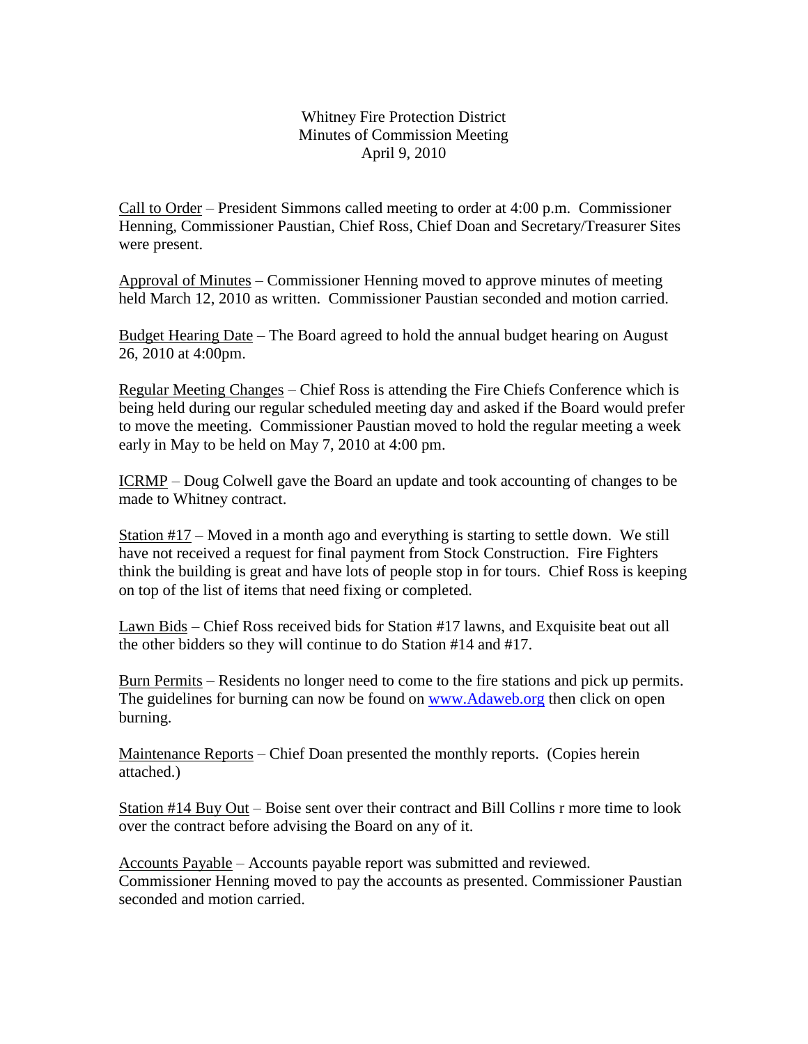Whitney Fire Protection District
Minutes of Commission Meeting
April 9, 2010

Call to Order – President Simmons called meeting to order at 4:00 p.m. Commissioner Henning, Commissioner Paustian, Chief Ross, Chief Doan and Secretary/Treasurer Sites were present.

Approval of Minutes – Commissioner Henning moved to approve minutes of meeting held March 12, 2010 as written. Commissioner Paustian seconded and motion carried.

Budget Hearing Date – The Board agreed to hold the annual budget hearing on August 26, 2010 at 4:00pm.

Regular Meeting Changes – Chief Ross is attending the Fire Chiefs Conference which is being held during our regular scheduled meeting day and asked if the Board would prefer to move the meeting. Commissioner Paustian moved to hold the regular meeting a week early in May to be held on May 7, 2010 at 4:00 pm.

ICRMP – Doug Colwell gave the Board an update and took accounting of changes to be made to Whitney contract.

Station #17 – Moved in a month ago and everything is starting to settle down. We still have not received a request for final payment from Stock Construction. Fire Fighters think the building is great and have lots of people stop in for tours. Chief Ross is keeping on top of the list of items that need fixing or completed.

Lawn Bids – Chief Ross received bids for Station #17 lawns, and Exquisite beat out all the other bidders so they will continue to do Station #14 and #17.

Burn Permits – Residents no longer need to come to the fire stations and pick up permits. The guidelines for burning can now be found on www.Adaweb.org then click on open burning.

Maintenance Reports – Chief Doan presented the monthly reports. (Copies herein attached.)

Station #14 Buy Out – Boise sent over their contract and Bill Collins r more time to look over the contract before advising the Board on any of it.

Accounts Payable – Accounts payable report was submitted and reviewed. Commissioner Henning moved to pay the accounts as presented. Commissioner Paustian seconded and motion carried.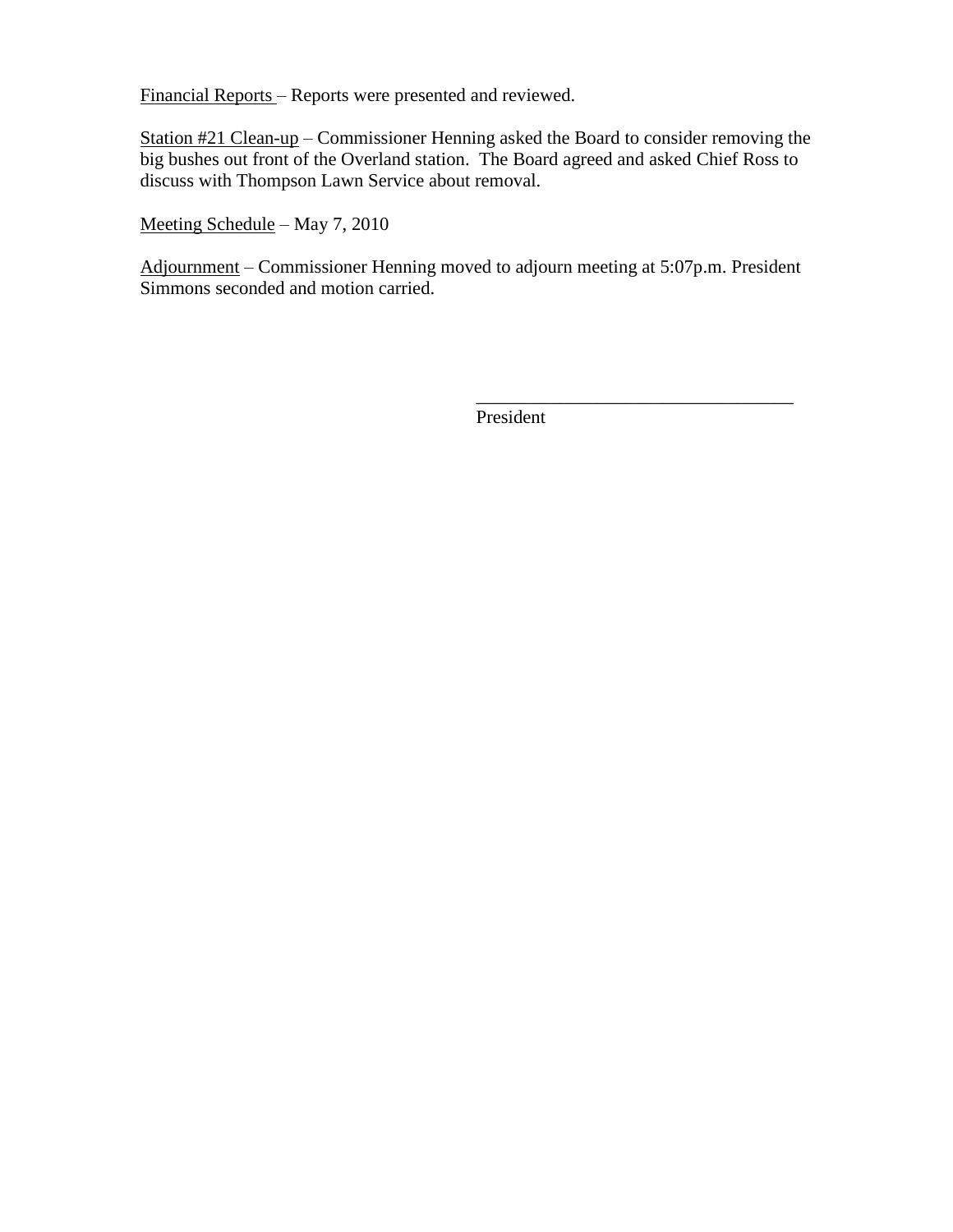Financial Reports – Reports were presented and reviewed.

Station #21 Clean-up – Commissioner Henning asked the Board to consider removing the big bushes out front of the Overland station. The Board agreed and asked Chief Ross to discuss with Thompson Lawn Service about removal.

Meeting Schedule – May 7, 2010

Adjournment – Commissioner Henning moved to adjourn meeting at 5:07p.m. President Simmons seconded and motion carried.

\_\_\_\_\_\_\_\_\_\_\_\_\_\_\_\_\_\_\_\_\_\_\_\_\_\_\_\_\_\_\_\_\_\_\_

President